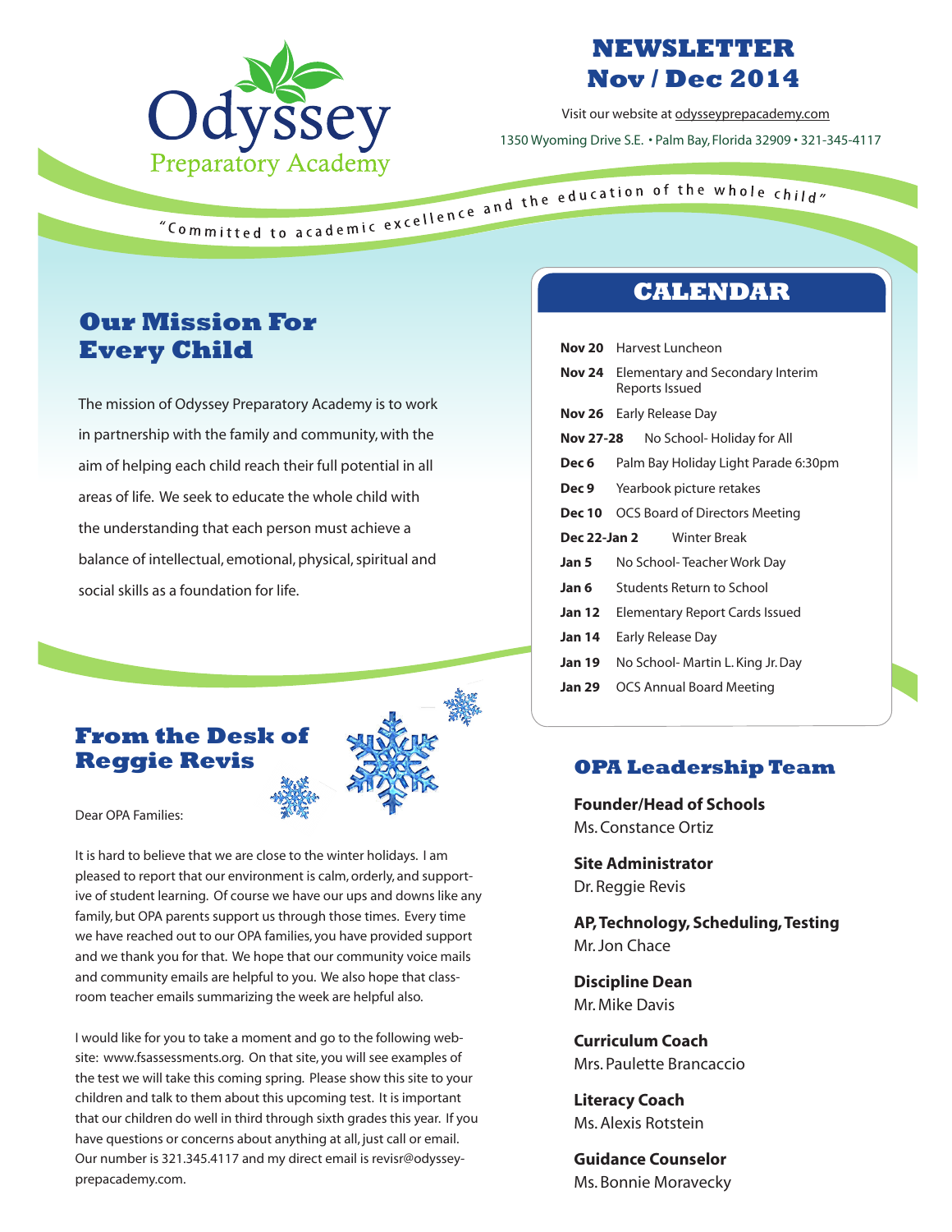Odyssey Preparatory Academy

# NEWSLETTER Nov / Dec 2014

Visit our website at odysseyprepacademy.com

1350 Wyoming Drive S.E. • Palm Bay, Florida 32909 • 321-345-4117

*"Committed to academic excellence and the education of the whole child"*

## Our Mission For Every Child

The mission of Odyssey Preparatory Academy is to work in partnership with the family and community, with the aim of helping each child reach their full potential in all areas of life. We seek to educate the whole child with the understanding that each person must achieve a balance of intellectual, emotional, physical, spiritual and social skills as a foundation for life.

## From the Desk of Reggie Revis

Dear OPA Families:

It is hard to believe that we are close to the winter holidays. I am pleased to report that our environment is calm, orderly, and supportive of student learning. Of course we have our ups and downs like any family, but OPA parents support us through those times. Every time we have reached out to our OPA families, you have provided support and we thank you for that. We hope that our community voice mails and community emails are helpful to you. We also hope that classroom teacher emails summarizing the week are helpful also.

I would like for you to take a moment and go to the following website: www.fsassessments.org. On that site, you will see examples of the test we will take this coming spring. Please show this site to your children and talk to them about this upcoming test. It is important that our children do well in third through sixth grades this year. If you have questions or concerns about anything at all, just call or email. Our number is 321.345.4117 and my direct email is revisr@odyssey-prepacademy.com.

## CALENDAR

| Date | Event |
|---|---|
| **Nov 20** | Harvest Luncheon |
| **Nov 24** | Elementary and Secondary Interim Reports Issued |
| **Nov 26** | Early Release Day |
| **Nov 27-28** | No School- Holiday for All |
| **Dec 6** | Palm Bay Holiday Light Parade 6:30pm |
| **Dec 9** | Yearbook picture retakes |
| **Dec 10** | OCS Board of Directors Meeting |
| **Dec 22-Jan 2** | Winter Break |
| **Jan 5** | No School- Teacher Work Day |
| **Jan 6** | Students Return to School |
| **Jan 12** | Elementary Report Cards Issued |
| **Jan 14** | Early Release Day |
| **Jan 19** | No School- Martin L. King Jr. Day |
| **Jan 29** | OCS Annual Board Meeting |

## OPA Leadership Team

**Founder/Head of Schools**
Ms. Constance Ortiz

**Site Administrator**
Dr. Reggie Revis

**AP, Technology, Scheduling, Testing**
Mr. Jon Chace

**Discipline Dean**
Mr. Mike Davis

**Curriculum Coach**
Mrs. Paulette Brancaccio

**Literacy Coach**
Ms. Alexis Rotstein

**Guidance Counselor**
Ms. Bonnie Moravecky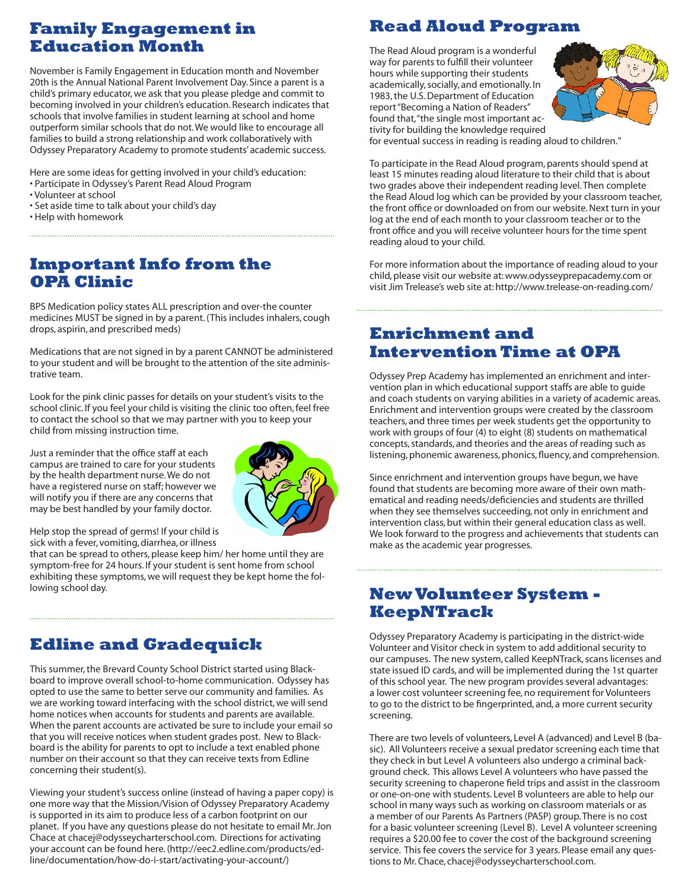## Family Engagement in Education Month

November is Family Engagement in Education month and November 20th is the Annual National Parent Involvement Day. Since a parent is a child's primary educator, we ask that you please pledge and commit to becoming involved in your children's education. Research indicates that schools that involve families in student learning at school and home outperform similar schools that do not. We would like to encourage all families to build a strong relationship and work collaboratively with Odyssey Preparatory Academy to promote students' academic success.

Here are some ideas for getting involved in your child's education:

- Participate in Odyssey's Parent Read Aloud Program
- Volunteer at school
- Set aside time to talk about your child's day
- Help with homework

## Important Info from the OPA Clinic

BPS Medication policy states ALL prescription and over-the counter medicines MUST be signed in by a parent. (This includes inhalers, cough drops, aspirin, and prescribed meds)

Medications that are not signed in by a parent CANNOT be administered to your student and will be brought to the attention of the site administrative team.

Look for the pink clinic passes for details on your student's visits to the school clinic. If you feel your child is visiting the clinic too often, feel free to contact the school so that we may partner with you to keep your child from missing instruction time.

Just a reminder that the office staff at each campus are trained to care for your students by the health department nurse. We do not have a registered nurse on staff; however we will notify you if there are any concerns that may be best handled by your family doctor.

Help stop the spread of germs! If your child is sick with a fever, vomiting, diarrhea, or illness that can be spread to others, please keep him/ her home until they are symptom-free for 24 hours. If your student is sent home from school exhibiting these symptoms, we will request they be kept home the following school day.

## Edline and Gradequick

This summer, the Brevard County School District started using Blackboard to improve overall school-to-home communication. Odyssey has opted to use the same to better serve our community and families. As we are working toward interfacing with the school district, we will send home notices when accounts for students and parents are available. When the parent accounts are activated be sure to include your email so that you will receive notices when student grades post. New to Blackboard is the ability for parents to opt to include a text enabled phone number on their account so that they can receive texts from Edline concerning their student(s).

Viewing your student's success online (instead of having a paper copy) is one more way that the Mission/Vision of Odyssey Preparatory Academy is supported in its aim to produce less of a carbon footprint on our planet. If you have any questions please do not hesitate to email Mr. Jon Chace at chacej@odysseycharterschool.com. Directions for activating your account can be found here. (http://eec2.edline.com/products/edline/documentation/how-do-i-start/activating-your-account/)

## Read Aloud Program

The Read Aloud program is a wonderful way for parents to fulfill their volunteer hours while supporting their students academically, socially, and emotionally. In 1983, the U.S. Department of Education report "Becoming a Nation of Readers" found that, "the single most important activity for building the knowledge required for eventual success in reading is reading aloud to children."

To participate in the Read Aloud program, parents should spend at least 15 minutes reading aloud literature to their child that is about two grades above their independent reading level. Then complete the Read Aloud log which can be provided by your classroom teacher, the front office or downloaded on from our website. Next turn in your log at the end of each month to your classroom teacher or to the front office and you will receive volunteer hours for the time spent reading aloud to your child.

For more information about the importance of reading aloud to your child, please visit our website at: www.odysseyprepacademy.com or visit Jim Trelease's web site at: http://www.trelease-on-reading.com/

## Enrichment and Intervention Time at OPA

Odyssey Prep Academy has implemented an enrichment and intervention plan in which educational support staffs are able to guide and coach students on varying abilities in a variety of academic areas. Enrichment and intervention groups were created by the classroom teachers, and three times per week students get the opportunity to work with groups of four (4) to eight (8) students on mathematical concepts, standards, and theories and the areas of reading such as listening, phonemic awareness, phonics, fluency, and comprehension.

Since enrichment and intervention groups have begun, we have found that students are becoming more aware of their own mathematical and reading needs/deficiencies and students are thrilled when they see themselves succeeding, not only in enrichment and intervention class, but within their general education class as well. We look forward to the progress and achievements that students can make as the academic year progresses.

## New Volunteer System - KeepNTrack

Odyssey Preparatory Academy is participating in the district-wide Volunteer and Visitor check in system to add additional security to our campuses. The new system, called KeepNTrack, scans licenses and state issued ID cards, and will be implemented during the 1st quarter of this school year. The new program provides several advantages: a lower cost volunteer screening fee, no requirement for Volunteers to go to the district to be fingerprinted, and, a more current security screening.

There are two levels of volunteers, Level A (advanced) and Level B (basic). All Volunteers receive a sexual predator screening each time that they check in but Level A volunteers also undergo a criminal background check. This allows Level A volunteers who have passed the security screening to chaperone field trips and assist in the classroom or one-on-one with students. Level B volunteers are able to help our school in many ways such as working on classroom materials or as a member of our Parents As Partners (PASP) group. There is no cost for a basic volunteer screening (Level B). Level A volunteer screening requires a $20.00 fee to cover the cost of the background screening service. This fee covers the service for 3 years. Please email any questions to Mr. Chace, chacej@odysseycharterschool.com.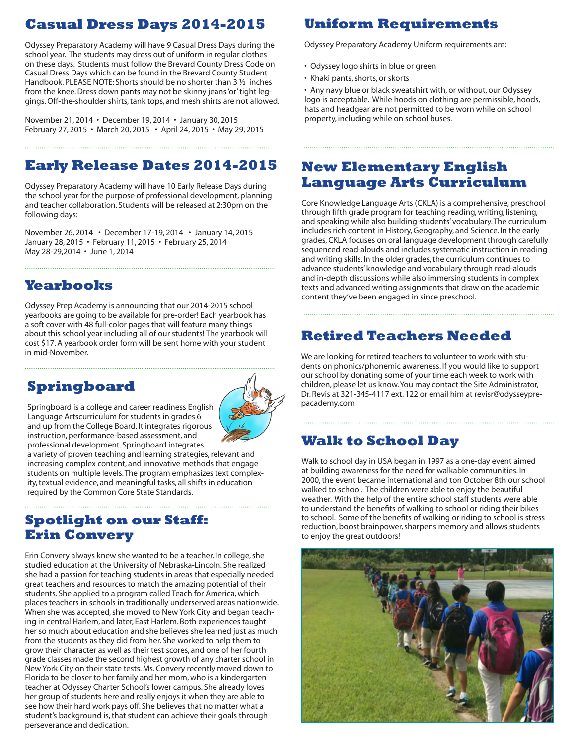## Casual Dress Days 2014-2015

Odyssey Preparatory Academy will have 9 Casual Dress Days during the school year. The students may dress out of uniform in regular clothes on these days. Students must follow the Brevard County Dress Code on Casual Dress Days which can be found in the Brevard County Student Handbook. PLEASE NOTE: Shorts should be no shorter than 3 ½ inches from the knee. Dress down pants may not be skinny jeans 'or' tight leggings. Off-the-shoulder shirts, tank tops, and mesh shirts are not allowed.

November 21, 2014 • December 19, 2014 • January 30, 2015
February 27, 2015 • March 20, 2015 • April 24, 2015 • May 29, 2015

## Early Release Dates 2014-2015

Odyssey Preparatory Academy will have 10 Early Release Days during the school year for the purpose of professional development, planning and teacher collaboration. Students will be released at 2:30pm on the following days:

November 26, 2014 • December 17-19, 2014 • January 14, 2015
January 28, 2015 • February 11, 2015 • February 25, 2014
May 28-29,2014 • June 1, 2014

## Yearbooks

Odyssey Prep Academy is announcing that our 2014-2015 school yearbooks are going to be available for pre-order! Each yearbook has a soft cover with 48 full-color pages that will feature many things about this school year including all of our students! The yearbook will cost $17. A yearbook order form will be sent home with your student in mid-November.

## Springboard

Springboard is a college and career readiness English Language Artscurriculum for students in grades 6 and up from the College Board. It integrates rigorous instruction, performance-based assessment, and professional development. Springboard integrates a variety of proven teaching and learning strategies, relevant and increasing complex content, and innovative methods that engage students on multiple levels. The program emphasizes text complexity, textual evidence, and meaningful tasks, all shifts in education required by the Common Core State Standards.

## Spotlight on our Staff: Erin Convery

Erin Convery always knew she wanted to be a teacher. In college, she studied education at the University of Nebraska-Lincoln. She realized she had a passion for teaching students in areas that especially needed great teachers and resources to match the amazing potential of their students. She applied to a program called Teach for America, which places teachers in schools in traditionally underserved areas nationwide. When she was accepted, she moved to New York City and began teaching in central Harlem, and later, East Harlem. Both experiences taught her so much about education and she believes she learned just as much from the students as they did from her. She worked to help them to grow their character as well as their test scores, and one of her fourth grade classes made the second highest growth of any charter school in New York City on their state tests. Ms. Convery recently moved down to Florida to be closer to her family and her mom, who is a kindergarten teacher at Odyssey Charter School's lower campus. She already loves her group of students here and really enjoys it when they are able to see how their hard work pays off. She believes that no matter what a student's background is, that student can achieve their goals through perseverance and dedication.

## Uniform Requirements

Odyssey Preparatory Academy Uniform requirements are:

- Odyssey logo shirts in blue or green
- Khaki pants, shorts, or skorts
- Any navy blue or black sweatshirt with, or without, our Odyssey logo is acceptable. While hoods on clothing are permissible, hoods, hats and headgear are not permitted to be worn while on school property, including while on school buses.

## New Elementary English Language Arts Curriculum

Core Knowledge Language Arts (CKLA) is a comprehensive, preschool through fifth grade program for teaching reading, writing, listening, and speaking while also building students' vocabulary. The curriculum includes rich content in History, Geography, and Science. In the early grades, CKLA focuses on oral language development through carefully sequenced read-alouds and includes systematic instruction in reading and writing skills. In the older grades, the curriculum continues to advance students' knowledge and vocabulary through read-alouds and in-depth discussions while also immersing students in complex texts and advanced writing assignments that draw on the academic content they've been engaged in since preschool.

## Retired Teachers Needed

We are looking for retired teachers to volunteer to work with students on phonics/phonemic awareness. If you would like to support our school by donating some of your time each week to work with children, please let us know. You may contact the Site Administrator, Dr. Revis at 321-345-4117 ext. 122 or email him at revisr@odysseyprepacademy.com

## Walk to School Day

Walk to school day in USA began in 1997 as a one-day event aimed at building awareness for the need for walkable communities. In 2000, the event became international and ton October 8th our school walked to school. The children were able to enjoy the beautiful weather. With the help of the entire school staff students were able to understand the benefits of walking to school or riding their bikes to school. Some of the benefits of walking or riding to school is stress reduction, boost brainpower, sharpens memory and allows students to enjoy the great outdoors!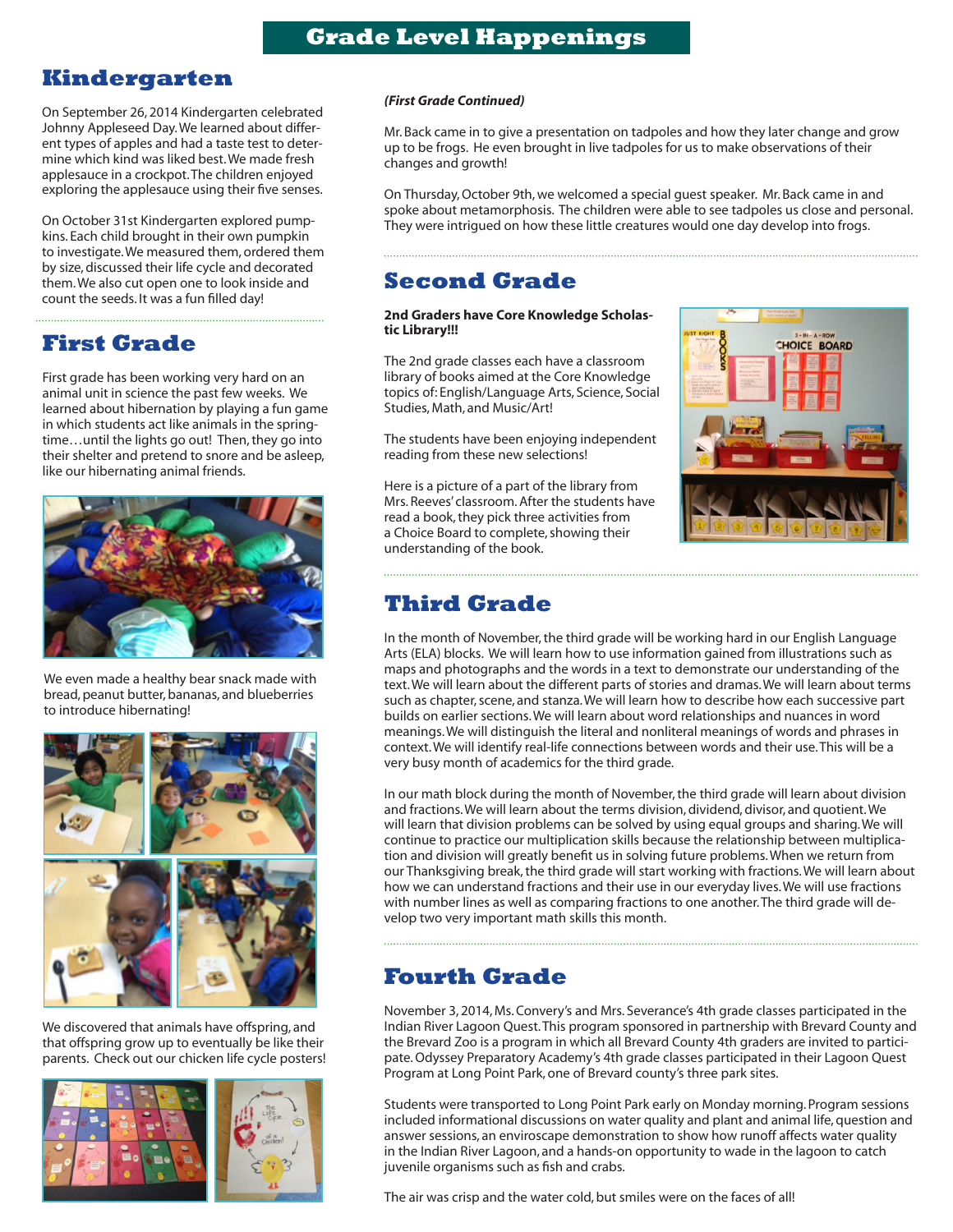# Grade Level Happenings

## Kindergarten

On September 26, 2014 Kindergarten celebrated Johnny Appleseed Day. We learned about different types of apples and had a taste test to determine which kind was liked best. We made fresh applesauce in a crockpot. The children enjoyed exploring the applesauce using their five senses.

On October 31st Kindergarten explored pumpkins. Each child brought in their own pumpkin to investigate. We measured them, ordered them by size, discussed their life cycle and decorated them. We also cut open one to look inside and count the seeds. It was a fun filled day!

## First Grade

First grade has been working very hard on an animal unit in science the past few weeks. We learned about hibernation by playing a fun game in which students act like animals in the springtime…until the lights go out! Then, they go into their shelter and pretend to snore and be asleep, like our hibernating animal friends.

We even made a healthy bear snack made with bread, peanut butter, bananas, and blueberries to introduce hibernating!

We discovered that animals have offspring, and that offspring grow up to eventually be like their parents. Check out our chicken life cycle posters!

***(First Grade Continued)***

Mr. Back came in to give a presentation on tadpoles and how they later change and grow up to be frogs. He even brought in live tadpoles for us to make observations of their changes and growth!

On Thursday, October 9th, we welcomed a special guest speaker. Mr. Back came in and spoke about metamorphosis. The children were able to see tadpoles us close and personal. They were intrigued on how these little creatures would one day develop into frogs.

## Second Grade

**2nd Graders have Core Knowledge Scholastic Library!!!**

The 2nd grade classes each have a classroom library of books aimed at the Core Knowledge topics of: English/Language Arts, Science, Social Studies, Math, and Music/Art!

The students have been enjoying independent reading from these new selections!

Here is a picture of a part of the library from Mrs. Reeves' classroom. After the students have read a book, they pick three activities from a Choice Board to complete, showing their understanding of the book.

## Third Grade

In the month of November, the third grade will be working hard in our English Language Arts (ELA) blocks. We will learn how to use information gained from illustrations such as maps and photographs and the words in a text to demonstrate our understanding of the text. We will learn about the different parts of stories and dramas. We will learn about terms such as chapter, scene, and stanza. We will learn how to describe how each successive part builds on earlier sections. We will learn about word relationships and nuances in word meanings. We will distinguish the literal and nonliteral meanings of words and phrases in context. We will identify real-life connections between words and their use. This will be a very busy month of academics for the third grade.

In our math block during the month of November, the third grade will learn about division and fractions. We will learn about the terms division, dividend, divisor, and quotient. We will learn that division problems can be solved by using equal groups and sharing. We will continue to practice our multiplication skills because the relationship between multiplication and division will greatly benefit us in solving future problems. When we return from our Thanksgiving break, the third grade will start working with fractions. We will learn about how we can understand fractions and their use in our everyday lives. We will use fractions with number lines as well as comparing fractions to one another. The third grade will develop two very important math skills this month.

## Fourth Grade

November 3, 2014, Ms. Convery's and Mrs. Severance's 4th grade classes participated in the Indian River Lagoon Quest. This program sponsored in partnership with Brevard County and the Brevard Zoo is a program in which all Brevard County 4th graders are invited to participate. Odyssey Preparatory Academy's 4th grade classes participated in their Lagoon Quest Program at Long Point Park, one of Brevard county's three park sites.

Students were transported to Long Point Park early on Monday morning. Program sessions included informational discussions on water quality and plant and animal life, question and answer sessions, an enviroscape demonstration to show how runoff affects water quality in the Indian River Lagoon, and a hands-on opportunity to wade in the lagoon to catch juvenile organisms such as fish and crabs.

The air was crisp and the water cold, but smiles were on the faces of all!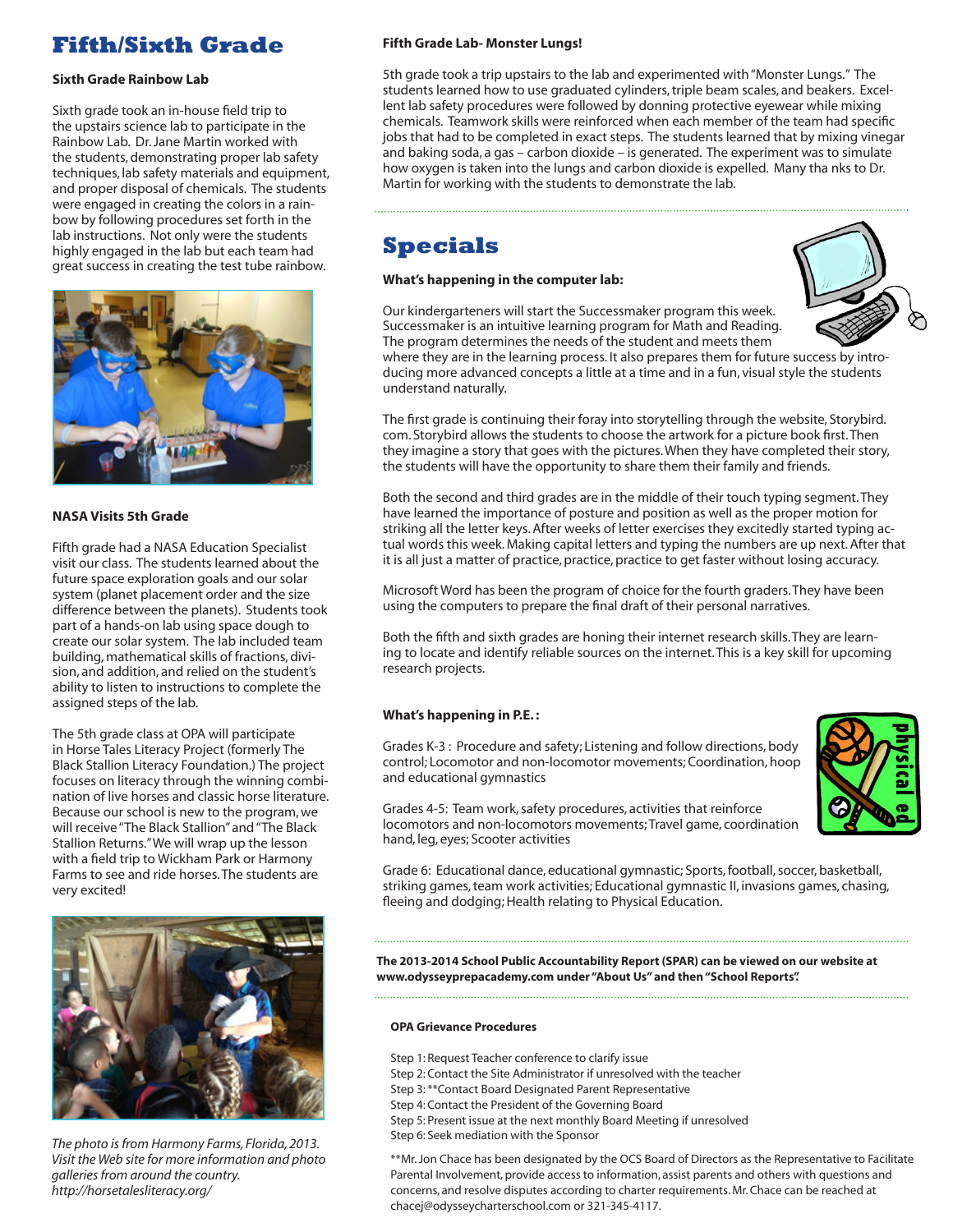# Fifth/Sixth Grade

### Sixth Grade Rainbow Lab

Sixth grade took an in-house field trip to the upstairs science lab to participate in the Rainbow Lab. Dr. Jane Martin worked with the students, demonstrating proper lab safety techniques, lab safety materials and equipment, and proper disposal of chemicals. The students were engaged in creating the colors in a rainbow by following procedures set forth in the lab instructions. Not only were the students highly engaged in the lab but each team had great success in creating the test tube rainbow.

### NASA Visits 5th Grade

Fifth grade had a NASA Education Specialist visit our class. The students learned about the future space exploration goals and our solar system (planet placement order and the size difference between the planets). Students took part of a hands-on lab using space dough to create our solar system. The lab included team building, mathematical skills of fractions, division, and addition, and relied on the student's ability to listen to instructions to complete the assigned steps of the lab.

The 5th grade class at OPA will participate in Horse Tales Literacy Project (formerly The Black Stallion Literacy Foundation.) The project focuses on literacy through the winning combination of live horses and classic horse literature. Because our school is new to the program, we will receive "The Black Stallion" and "The Black Stallion Returns." We will wrap up the lesson with a field trip to Wickham Park or Harmony Farms to see and ride horses. The students are very excited!

*The photo is from Harmony Farms, Florida, 2013. Visit the Web site for more information and photo galleries from around the country. http://horsetalesliteracy.org/*

### Fifth Grade Lab- Monster Lungs!

5th grade took a trip upstairs to the lab and experimented with "Monster Lungs." The students learned how to use graduated cylinders, triple beam scales, and beakers. Excellent lab safety procedures were followed by donning protective eyewear while mixing chemicals. Teamwork skills were reinforced when each member of the team had specific jobs that had to be completed in exact steps. The students learned that by mixing vinegar and baking soda, a gas – carbon dioxide – is generated. The experiment was to simulate how oxygen is taken into the lungs and carbon dioxide is expelled. Many tha nks to Dr. Martin for working with the students to demonstrate the lab.

# Specials

### What's happening in the computer lab:

Our kindergarteners will start the Successmaker program this week. Successmaker is an intuitive learning program for Math and Reading. The program determines the needs of the student and meets them where they are in the learning process. It also prepares them for future success by introducing more advanced concepts a little at a time and in a fun, visual style the students understand naturally.

The first grade is continuing their foray into storytelling through the website, Storybird.com. Storybird allows the students to choose the artwork for a picture book first. Then they imagine a story that goes with the pictures. When they have completed their story, the students will have the opportunity to share them their family and friends.

Both the second and third grades are in the middle of their touch typing segment. They have learned the importance of posture and position as well as the proper motion for striking all the letter keys. After weeks of letter exercises they excitedly started typing actual words this week. Making capital letters and typing the numbers are up next. After that it is all just a matter of practice, practice, practice to get faster without losing accuracy.

Microsoft Word has been the program of choice for the fourth graders. They have been using the computers to prepare the final draft of their personal narratives.

Both the fifth and sixth grades are honing their internet research skills. They are learning to locate and identify reliable sources on the internet. This is a key skill for upcoming research projects.

### What's happening in P.E. :

Grades K-3 : Procedure and safety; Listening and follow directions, body control; Locomotor and non-locomotor movements; Coordination, hoop and educational gymnastics

Grades 4-5: Team work, safety procedures, activities that reinforce locomotors and non-locomotors movements; Travel game, coordination hand, leg, eyes; Scooter activities

Grade 6: Educational dance, educational gymnastic; Sports, football, soccer, basketball, striking games, team work activities; Educational gymnastic II, invasions games, chasing, fleeing and dodging; Health relating to Physical Education.

**The 2013-2014 School Public Accountability Report (SPAR) can be viewed on our website at www.odysseyprepacademy.com under "About Us" and then "School Reports".**

### OPA Grievance Procedures

Step 1: Request Teacher conference to clarify issue
Step 2: Contact the Site Administrator if unresolved with the teacher
Step 3: **Contact Board Designated Parent Representative
Step 4: Contact the President of the Governing Board
Step 5: Present issue at the next monthly Board Meeting if unresolved
Step 6: Seek mediation with the Sponsor

**Mr. Jon Chace has been designated by the OCS Board of Directors as the Representative to Facilitate Parental Involvement, provide access to information, assist parents and others with questions and concerns, and resolve disputes according to charter requirements. Mr. Chace can be reached at chacej@odysseycharterschool.com or 321-345-4117.